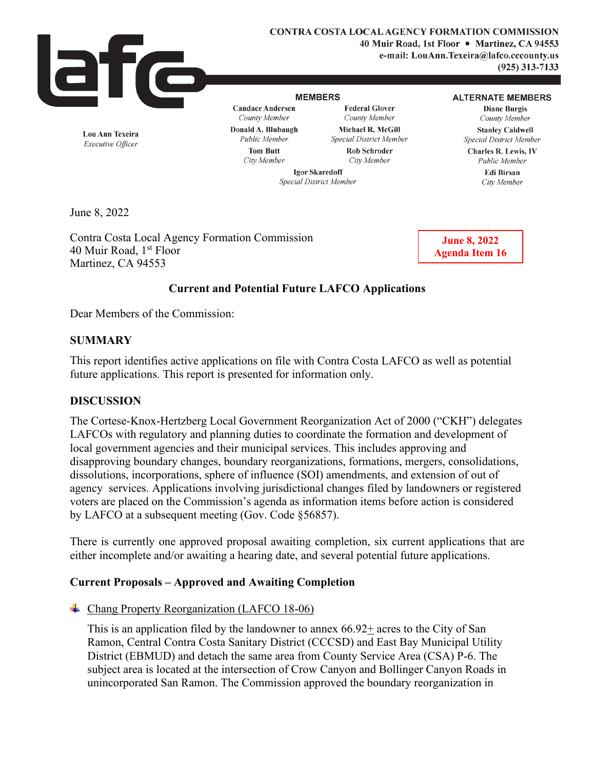**CONTRA COSTA LOCAL AGENCY FORMATION COMMISSION**
**40 Muir Road, 1st Floor • Martinez, CA 94553**
**e-mail: LouAnn.Texeira@lafco.cccounty.us**
**(925) 313-7133**

**Lou Ann Texeira**
*Executive Officer*

**MEMBERS**

**Candace Andersen**
*County Member*

**Federal Glover**
*County Member*

**Donald A. Blubaugh**
*Public Member*

**Michael R. McGill**
*Special District Member*

**Tom Butt**
*City Member*

**Rob Schroder**
*City Member*

**Igor Skaredoff**
*Special District Member*

**ALTERNATE MEMBERS**

**Diane Burgis**
*County Member*

**Stanley Caldwell**
*Special District Member*

**Charles R. Lewis, IV**
*Public Member*

**Edi Birsan**
*City Member*

June 8, 2022

Contra Costa Local Agency Formation Commission
40 Muir Road, 1st Floor
Martinez, CA 94553

**June 8, 2022**
**Agenda Item 16**

**Current and Potential Future LAFCO Applications**

Dear Members of the Commission:

## SUMMARY

This report identifies active applications on file with Contra Costa LAFCO as well as potential future applications. This report is presented for information only.

## DISCUSSION

The Cortese-Knox-Hertzberg Local Government Reorganization Act of 2000 ("CKH") delegates LAFCOs with regulatory and planning duties to coordinate the formation and development of local government agencies and their municipal services. This includes approving and disapproving boundary changes, boundary reorganizations, formations, mergers, consolidations, dissolutions, incorporations, sphere of influence (SOI) amendments, and extension of out of agency services. Applications involving jurisdictional changes filed by landowners or registered voters are placed on the Commission's agenda as information items before action is considered by LAFCO at a subsequent meeting (Gov. Code §56857).

There is currently one approved proposal awaiting completion, six current applications that are either incomplete and/or awaiting a hearing date, and several potential future applications.

### Current Proposals – Approved and Awaiting Completion

- Chang Property Reorganization (LAFCO 18-06)

  This is an application filed by the landowner to annex 66.92± acres to the City of San Ramon, Central Contra Costa Sanitary District (CCCSD) and East Bay Municipal Utility District (EBMUD) and detach the same area from County Service Area (CSA) P-6. The subject area is located at the intersection of Crow Canyon and Bollinger Canyon Roads in unincorporated San Ramon. The Commission approved the boundary reorganization in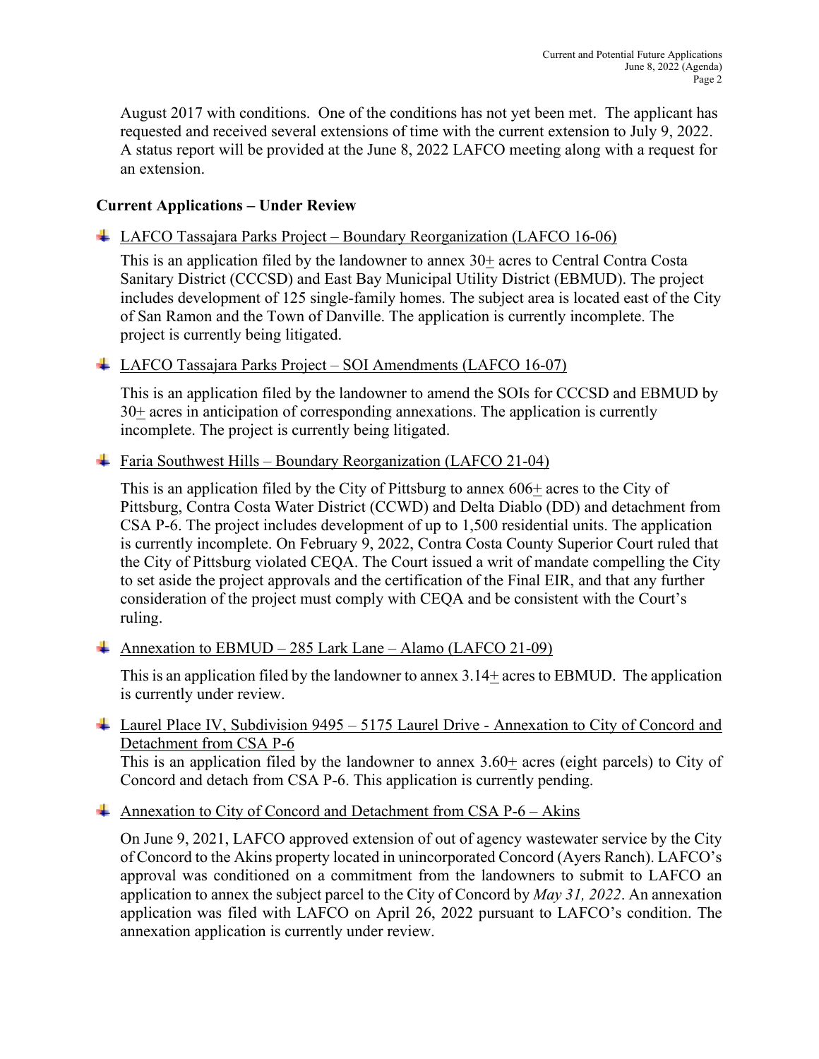August 2017 with conditions. One of the conditions has not yet been met. The applicant has requested and received several extensions of time with the current extension to July 9, 2022. A status report will be provided at the June 8, 2022 LAFCO meeting along with a request for an extension.

**Current Applications – Under Review**

- LAFCO Tassajara Parks Project – Boundary Reorganization (LAFCO 16-06)

  This is an application filed by the landowner to annex 30± acres to Central Contra Costa Sanitary District (CCCSD) and East Bay Municipal Utility District (EBMUD). The project includes development of 125 single-family homes. The subject area is located east of the City of San Ramon and the Town of Danville. The application is currently incomplete. The project is currently being litigated.

- LAFCO Tassajara Parks Project – SOI Amendments (LAFCO 16-07)

  This is an application filed by the landowner to amend the SOIs for CCCSD and EBMUD by 30± acres in anticipation of corresponding annexations. The application is currently incomplete. The project is currently being litigated.

- Faria Southwest Hills – Boundary Reorganization (LAFCO 21-04)

  This is an application filed by the City of Pittsburg to annex 606± acres to the City of Pittsburg, Contra Costa Water District (CCWD) and Delta Diablo (DD) and detachment from CSA P-6. The project includes development of up to 1,500 residential units. The application is currently incomplete. On February 9, 2022, Contra Costa County Superior Court ruled that the City of Pittsburg violated CEQA. The Court issued a writ of mandate compelling the City to set aside the project approvals and the certification of the Final EIR, and that any further consideration of the project must comply with CEQA and be consistent with the Court's ruling.

- Annexation to EBMUD – 285 Lark Lane – Alamo (LAFCO 21-09)

  This is an application filed by the landowner to annex 3.14± acres to EBMUD. The application is currently under review.

- Laurel Place IV, Subdivision 9495 – 5175 Laurel Drive - Annexation to City of Concord and Detachment from CSA P-6

  This is an application filed by the landowner to annex 3.60± acres (eight parcels) to City of Concord and detach from CSA P-6. This application is currently pending.

- Annexation to City of Concord and Detachment from CSA P-6 – Akins

  On June 9, 2021, LAFCO approved extension of out of agency wastewater service by the City of Concord to the Akins property located in unincorporated Concord (Ayers Ranch). LAFCO's approval was conditioned on a commitment from the landowners to submit to LAFCO an application to annex the subject parcel to the City of Concord by *May 31, 2022*. An annexation application was filed with LAFCO on April 26, 2022 pursuant to LAFCO's condition. The annexation application is currently under review.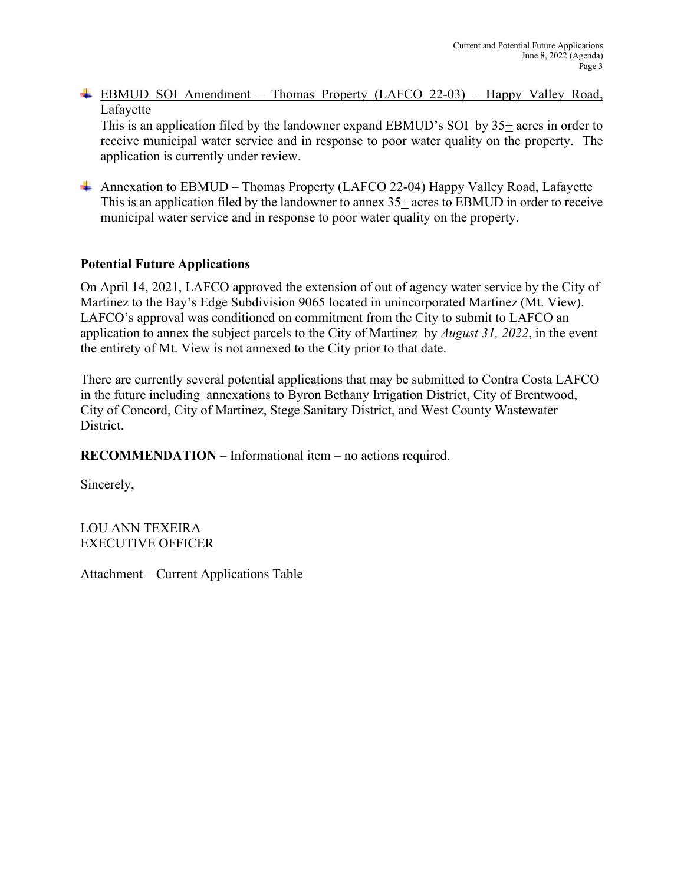- <u>EBMUD SOI Amendment – Thomas Property (LAFCO 22-03) – Happy Valley Road, Lafayette</u>
  This is an application filed by the landowner expand EBMUD's SOI by 35± acres in order to receive municipal water service and in response to poor water quality on the property. The application is currently under review.

- <u>Annexation to EBMUD – Thomas Property (LAFCO 22-04) Happy Valley Road, Lafayette</u>
  This is an application filed by the landowner to annex 35± acres to EBMUD in order to receive municipal water service and in response to poor water quality on the property.

## Potential Future Applications

On April 14, 2021, LAFCO approved the extension of out of agency water service by the City of Martinez to the Bay's Edge Subdivision 9065 located in unincorporated Martinez (Mt. View). LAFCO's approval was conditioned on commitment from the City to submit to LAFCO an application to annex the subject parcels to the City of Martinez by *August 31, 2022*, in the event the entirety of Mt. View is not annexed to the City prior to that date.

There are currently several potential applications that may be submitted to Contra Costa LAFCO in the future including annexations to Byron Bethany Irrigation District, City of Brentwood, City of Concord, City of Martinez, Stege Sanitary District, and West County Wastewater District.

**RECOMMENDATION** – Informational item – no actions required.

Sincerely,

LOU ANN TEXEIRA
EXECUTIVE OFFICER

Attachment – Current Applications Table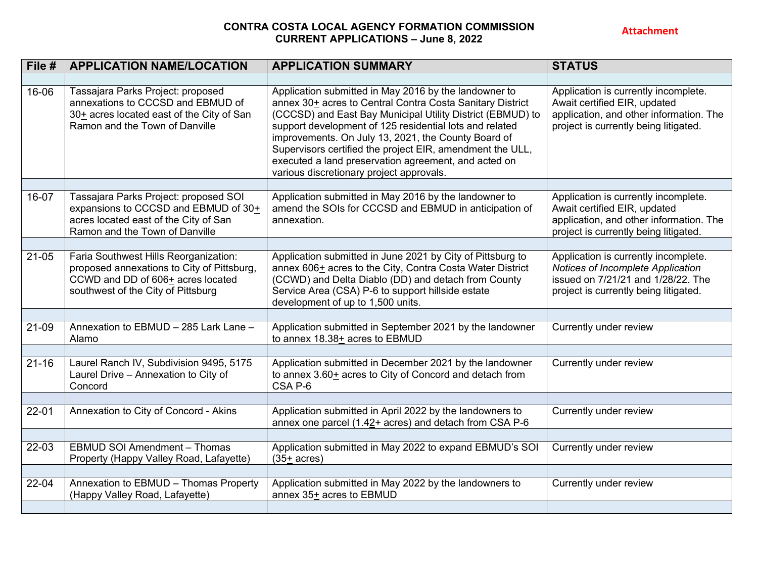**Attachment**

# CONTRA COSTA LOCAL AGENCY FORMATION COMMISSION
## CURRENT APPLICATIONS – June 8, 2022

| File # | APPLICATION NAME/LOCATION | APPLICATION SUMMARY | STATUS |
|---|---|---|---|
| 16-06 | Tassajara Parks Project: proposed annexations to CCCSD and EBMUD of 30+ acres located east of the City of San Ramon and the Town of Danville | Application submitted in May 2016 by the landowner to annex 30+ acres to Central Contra Costa Sanitary District (CCCSD) and East Bay Municipal Utility District (EBMUD) to support development of 125 residential lots and related improvements. On July 13, 2021, the County Board of Supervisors certified the project EIR, amendment the ULL, executed a land preservation agreement, and acted on various discretionary project approvals. | Application is currently incomplete. Await certified EIR, updated application, and other information. The project is currently being litigated. |
| 16-07 | Tassajara Parks Project: proposed SOI expansions to CCCSD and EBMUD of 30+ acres located east of the City of San Ramon and the Town of Danville | Application submitted in May 2016 by the landowner to amend the SOIs for CCCSD and EBMUD in anticipation of annexation. | Application is currently incomplete. Await certified EIR, updated application, and other information. The project is currently being litigated. |
| 21-05 | Faria Southwest Hills Reorganization: proposed annexations to City of Pittsburg, CCWD and DD of 606+ acres located southwest of the City of Pittsburg | Application submitted in June 2021 by City of Pittsburg to annex 606+ acres to the City, Contra Costa Water District (CCWD) and Delta Diablo (DD) and detach from County Service Area (CSA) P-6 to support hillside estate development of up to 1,500 units. | Application is currently incomplete. *Notices of Incomplete Application* issued on 7/21/21 and 1/28/22. The project is currently being litigated. |
| 21-09 | Annexation to EBMUD – 285 Lark Lane – Alamo | Application submitted in September 2021 by the landowner to annex 18.38+ acres to EBMUD | Currently under review |
| 21-16 | Laurel Ranch IV, Subdivision 9495, 5175 Laurel Drive – Annexation to City of Concord | Application submitted in December 2021 by the landowner to annex 3.60+ acres to City of Concord and detach from CSA P-6 | Currently under review |
| 22-01 | Annexation to City of Concord - Akins | Application submitted in April 2022 by the landowners to annex one parcel (1.42+ acres) and detach from CSA P-6 | Currently under review |
| 22-03 | EBMUD SOI Amendment – Thomas Property (Happy Valley Road, Lafayette) | Application submitted in May 2022 to expand EBMUD's SOI (35+ acres) | Currently under review |
| 22-04 | Annexation to EBMUD – Thomas Property (Happy Valley Road, Lafayette) | Application submitted in May 2022 by the landowners to annex 35+ acres to EBMUD | Currently under review |